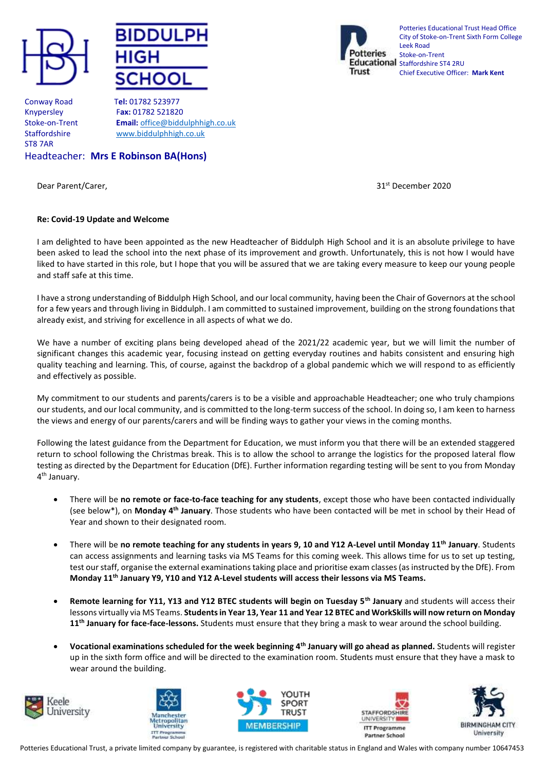**BIDDULPH HIGH SCHOOL**

Conway Road
Knypersley
Stoke-on-Trent
Staffordshire
ST8 7AR

**Tel:** 01782 523977
**Fax:** 01782 521820
**Email:** office@biddulphhigh.co.uk
www.biddulphhigh.co.uk

Headteacher: **Mrs E Robinson BA(Hons)**

Potteries Educational Trust Head Office
City of Stoke-on-Trent Sixth Form College
Leek Road
Stoke-on-Trent
Staffordshire ST4 2RU
Chief Executive Officer: **Mark Kent**

Dear Parent/Carer,

31st December 2020

**Re: Covid-19 Update and Welcome**

I am delighted to have been appointed as the new Headteacher of Biddulph High School and it is an absolute privilege to have been asked to lead the school into the next phase of its improvement and growth. Unfortunately, this is not how I would have liked to have started in this role, but I hope that you will be assured that we are taking every measure to keep our young people and staff safe at this time.

I have a strong understanding of Biddulph High School, and our local community, having been the Chair of Governors at the school for a few years and through living in Biddulph. I am committed to sustained improvement, building on the strong foundations that already exist, and striving for excellence in all aspects of what we do.

We have a number of exciting plans being developed ahead of the 2021/22 academic year, but we will limit the number of significant changes this academic year, focusing instead on getting everyday routines and habits consistent and ensuring high quality teaching and learning. This, of course, against the backdrop of a global pandemic which we will respond to as efficiently and effectively as possible.

My commitment to our students and parents/carers is to be a visible and approachable Headteacher; one who truly champions our students, and our local community, and is committed to the long-term success of the school. In doing so, I am keen to harness the views and energy of our parents/carers and will be finding ways to gather your views in the coming months.

Following the latest guidance from the Department for Education, we must inform you that there will be an extended staggered return to school following the Christmas break. This is to allow the school to arrange the logistics for the proposed lateral flow testing as directed by the Department for Education (DfE). Further information regarding testing will be sent to you from Monday 4th January.

- There will be **no remote or face-to-face teaching for any students**, except those who have been contacted individually (see below*), on **Monday 4th January**. Those students who have been contacted will be met in school by their Head of Year and shown to their designated room.

- There will be **no remote teaching for any students in years 9, 10 and Y12 A-Level until Monday 11th January**. Students can access assignments and learning tasks via MS Teams for this coming week. This allows time for us to set up testing, test our staff, organise the external examinations taking place and prioritise exam classes (as instructed by the DfE). From **Monday 11th January Y9, Y10 and Y12 A-Level students will access their lessons via MS Teams.**

- **Remote learning for Y11, Y13 and Y12 BTEC students will begin on Tuesday 5th January** and students will access their lessons virtually via MS Teams. **Students in Year 13, Year 11 and Year 12 BTEC and WorkSkills will now return on Monday 11th January for face-face-lessons.** Students must ensure that they bring a mask to wear around the school building.

- **Vocational examinations scheduled for the week beginning 4th January will go ahead as planned.** Students will register up in the sixth form office and will be directed to the examination room. Students must ensure that they have a mask to wear around the building.

Potteries Educational Trust, a private limited company by guarantee, is registered with charitable status in England and Wales with company number 10647453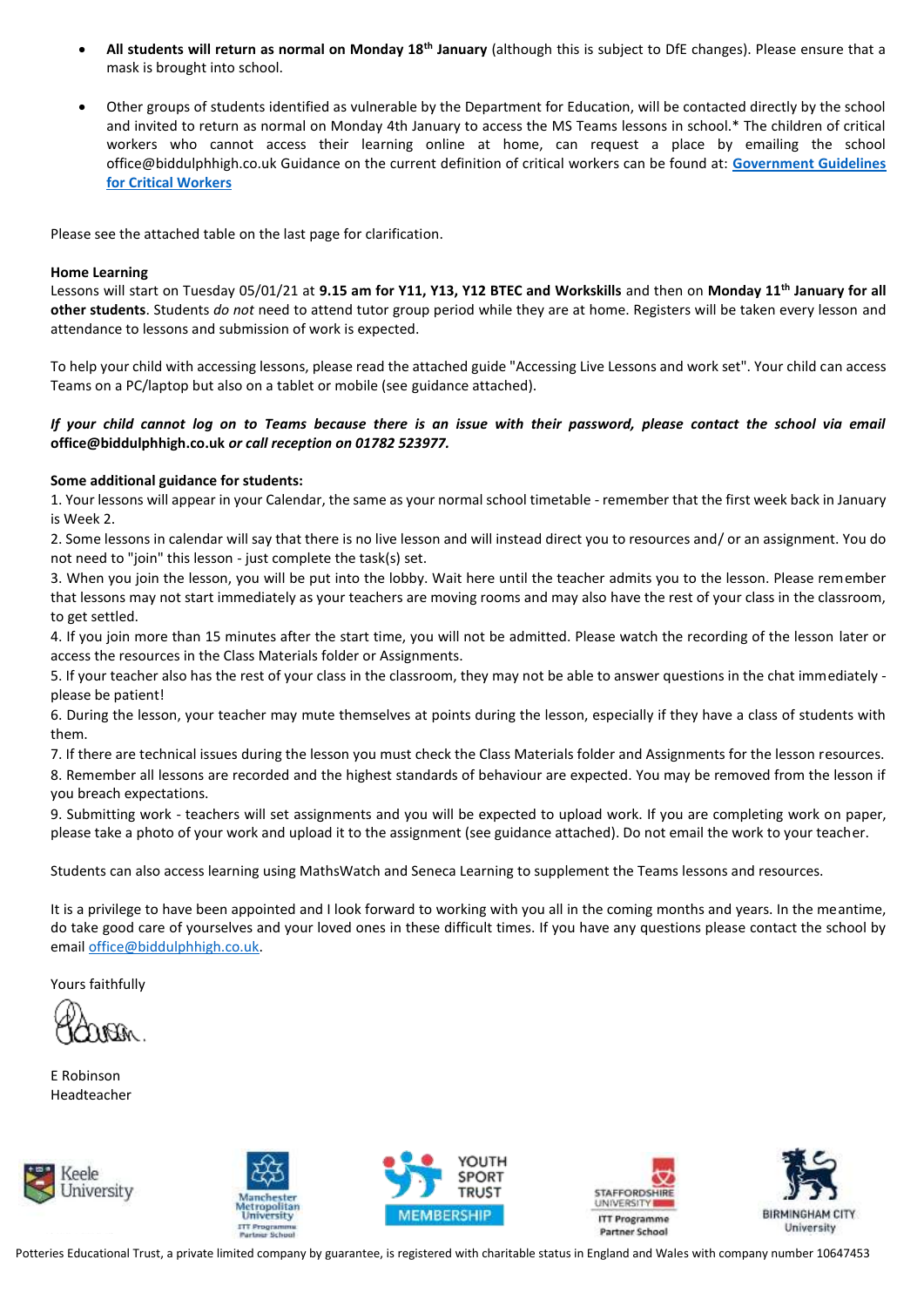- **All students will return as normal on Monday 18th January** (although this is subject to DfE changes). Please ensure that a mask is brought into school.

- Other groups of students identified as vulnerable by the Department for Education, will be contacted directly by the school and invited to return as normal on Monday 4th January to access the MS Teams lessons in school.* The children of critical workers who cannot access their learning online at home, can request a place by emailing the school office@biddulphhigh.co.uk Guidance on the current definition of critical workers can be found at: **Government Guidelines for Critical Workers**

Please see the attached table on the last page for clarification.

**Home Learning**
Lessons will start on Tuesday 05/01/21 at **9.15 am for Y11, Y13, Y12 BTEC and Workskills** and then on **Monday 11th January for all other students**. Students *do not* need to attend tutor group period while they are at home. Registers will be taken every lesson and attendance to lessons and submission of work is expected.

To help your child with accessing lessons, please read the attached guide "Accessing Live Lessons and work set". Your child can access Teams on a PC/laptop but also on a tablet or mobile (see guidance attached).

***If your child cannot log on to Teams because there is an issue with their password, please contact the school via email office@biddulphhigh.co.uk or call reception on 01782 523977.***

**Some additional guidance for students:**
1. Your lessons will appear in your Calendar, the same as your normal school timetable - remember that the first week back in January is Week 2.
2. Some lessons in calendar will say that there is no live lesson and will instead direct you to resources and/ or an assignment. You do not need to "join" this lesson - just complete the task(s) set.
3. When you join the lesson, you will be put into the lobby. Wait here until the teacher admits you to the lesson. Please remember that lessons may not start immediately as your teachers are moving rooms and may also have the rest of your class in the classroom, to get settled.
4. If you join more than 15 minutes after the start time, you will not be admitted. Please watch the recording of the lesson later or access the resources in the Class Materials folder or Assignments.
5. If your teacher also has the rest of your class in the classroom, they may not be able to answer questions in the chat immediately - please be patient!
6. During the lesson, your teacher may mute themselves at points during the lesson, especially if they have a class of students with them.
7. If there are technical issues during the lesson you must check the Class Materials folder and Assignments for the lesson resources.
8. Remember all lessons are recorded and the highest standards of behaviour are expected. You may be removed from the lesson if you breach expectations.
9. Submitting work - teachers will set assignments and you will be expected to upload work. If you are completing work on paper, please take a photo of your work and upload it to the assignment (see guidance attached). Do not email the work to your teacher.

Students can also access learning using MathsWatch and Seneca Learning to supplement the Teams lessons and resources.

It is a privilege to have been appointed and I look forward to working with you all in the coming months and years. In the meantime, do take good care of yourselves and your loved ones in these difficult times. If you have any questions please contact the school by email office@biddulphhigh.co.uk.

Yours faithfully

E Robinson
Headteacher

Keele University | Manchester Metropolitan University ITT Programme Partner School | Youth Sport Trust Membership | Staffordshire University ITT Programme Partner School | Birmingham City University

Potteries Educational Trust, a private limited company by guarantee, is registered with charitable status in England and Wales with company number 10647453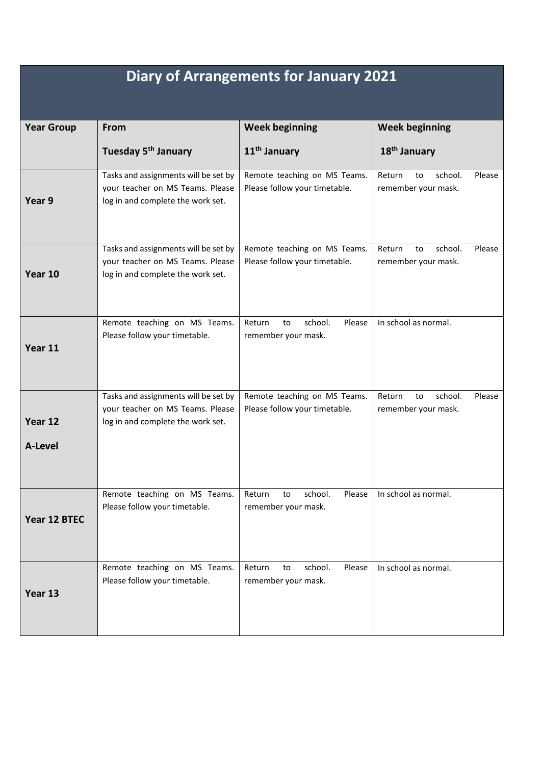# Diary of Arrangements for January 2021

| Year Group | From Tuesday 5th January | Week beginning 11th January | Week beginning 18th January |
|---|---|---|---|
| **Year 9** | Tasks and assignments will be set by your teacher on MS Teams. Please log in and complete the work set. | Remote teaching on MS Teams. Please follow your timetable. | Return to school. Please remember your mask. |
| **Year 10** | Tasks and assignments will be set by your teacher on MS Teams. Please log in and complete the work set. | Remote teaching on MS Teams. Please follow your timetable. | Return to school. Please remember your mask. |
| **Year 11** | Remote teaching on MS Teams. Please follow your timetable. | Return to school. Please remember your mask. | In school as normal. |
| **Year 12 A-Level** | Tasks and assignments will be set by your teacher on MS Teams. Please log in and complete the work set. | Remote teaching on MS Teams. Please follow your timetable. | Return to school. Please remember your mask. |
| **Year 12 BTEC** | Remote teaching on MS Teams. Please follow your timetable. | Return to school. Please remember your mask. | In school as normal. |
| **Year 13** | Remote teaching on MS Teams. Please follow your timetable. | Return to school. Please remember your mask. | In school as normal. |